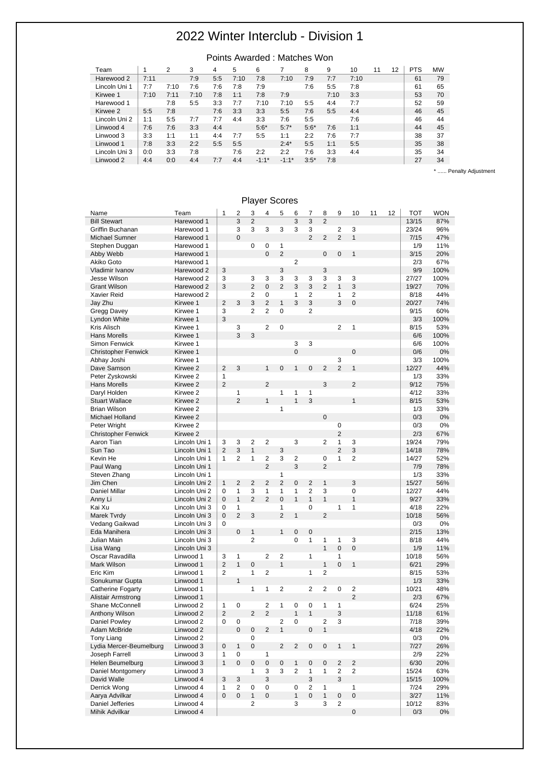# 2022 Winter Interclub - Division 1

## Points Awarded : Matches Won

| Team | 1 | 2 | 3 | 4 | 5 | 6 | 7 | 8 | 9 | 10 | 11 | 12 | PTS | MW |
|---|---|---|---|---|---|---|---|---|---|---|---|---|---|---|
| Harewood 2 | 7:11 | | 7:9 | 5:5 | 7:10 | 7:8 | 7:10 | 7:9 | 7:7 | 7:10 | | | 61 | 79 |
| Lincoln Uni 1 | 7:7 | 7:10 | 7:6 | 7:6 | 7:8 | 7:9 | | 7:6 | 5:5 | 7:8 | | | 61 | 65 |
| Kirwee 1 | 7:10 | 7:11 | 7:10 | 7:8 | 1:1 | 7:8 | 7:9 | | 7:10 | 3:3 | | | 53 | 70 |
| Harewood 1 | | 7:8 | 5:5 | 3:3 | 7:7 | 7:10 | 7:10 | 5:5 | 4:4 | 7:7 | | | 52 | 59 |
| Kirwee 2 | 5:5 | 7:8 | | 7:6 | 3:3 | 3:3 | 5:5 | 7:6 | 5:5 | 4:4 | | | 46 | 45 |
| Lincoln Uni 2 | 1:1 | 5:5 | 7:7 | 7:7 | 4:4 | 3:3 | 7:6 | 5:5 | | 7:6 | | | 46 | 44 |
| Linwood 4 | 7:6 | 7:6 | 3:3 | 4:4 | | 5:6* | 5:7* | 5:6* | 7:6 | 1:1 | | | 44 | 45 |
| Linwood 3 | 3:3 | 1:1 | 1:1 | 4:4 | 7:7 | 5:5 | 1:1 | 2:2 | 7:6 | 7:7 | | | 38 | 37 |
| Linwood 1 | 7:8 | 3:3 | 2:2 | 5:5 | 5:5 | | 2:4* | 5:5 | 1:1 | 5:5 | | | 35 | 38 |
| Lincoln Uni 3 | 0:0 | 3:3 | 7:8 | | 7:6 | 2:2 | 2:2 | 7:6 | 3:3 | 4:4 | | | 35 | 34 |
| Linwood 2 | 4:4 | 0:0 | 4:4 | 7:7 | 4:4 | -1:1* | -1:1* | 3:5* | 7:8 | | | | 27 | 34 |

* ...... Penalty Adjustment

## Player Scores

| Name | Team | 1 | 2 | 3 | 4 | 5 | 6 | 7 | 8 | 9 | 10 | 11 | 12 | TOT | WON |
|---|---|---|---|---|---|---|---|---|---|---|---|---|---|---|---|
| Bill Stewart | Harewood 1 | | 3 | 2 | | | 3 | 3 | 2 | | | | | 13/15 | 87% |
| Griffin Buchanan | Harewood 1 | | 3 | 3 | 3 | 3 | 3 | 3 | | 2 | 3 | | | 23/24 | 96% |
| Michael Sumner | Harewood 1 | | 0 | | | | | 2 | 2 | 2 | 1 | | | 7/15 | 47% |
| Stephen Duggan | Harewood 1 | | | 0 | 0 | 1 | | | | | | | | 1/9 | 11% |
| Abby Webb | Harewood 1 | | | | 0 | 2 | | | 0 | 0 | 1 | | | 3/15 | 20% |
| Akiko Goto | Harewood 1 | | | | | | 2 | | | | | | | 2/3 | 67% |
| Vladimir Ivanov | Harewood 2 | 3 | | | | 3 | | | 3 | | | | | 9/9 | 100% |
| Jesse Wilson | Harewood 2 | 3 | | 3 | 3 | 3 | 3 | 3 | 3 | 3 | 3 | | | 27/27 | 100% |
| Grant Wilson | Harewood 2 | 3 | | 2 | 0 | 2 | 3 | 3 | 2 | 1 | 3 | | | 19/27 | 70% |
| Xavier Reid | Harewood 2 | | | 2 | 0 | | 1 | 2 | | 1 | 2 | | | 8/18 | 44% |
| Jay Zhu | Kirwee 1 | 2 | 3 | 3 | 2 | 1 | 3 | 3 | | 3 | 0 | | | 20/27 | 74% |
| Gregg Davey | Kirwee 1 | 3 | | 2 | 2 | 0 | | 2 | | | | | | 9/15 | 60% |
| Lyndon White | Kirwee 1 | 3 | | | | | | | | | | | | 3/3 | 100% |
| Kris Alisch | Kirwee 1 | | 3 | | 2 | 0 | | | | 2 | 1 | | | 8/15 | 53% |
| Hans Morells | Kirwee 1 | | 3 | 3 | | | | | | | | | | 6/6 | 100% |
| Simon Fenwick | Kirwee 1 | | | | | | 3 | 3 | | | | | | 6/6 | 100% |
| Christopher Fenwick | Kirwee 1 | | | | | | 0 | | | | 0 | | | 0/6 | 0% |
| Abhay Joshi | Kirwee 1 | | | | | | | | | 3 | | | | 3/3 | 100% |
| Dave Samson | Kirwee 2 | 2 | 3 | | 1 | 0 | 1 | 0 | 2 | 2 | 1 | | | 12/27 | 44% |
| Peter Zyskowski | Kirwee 2 | 1 | | | | | | | | | | | | 1/3 | 33% |
| Hans Morells | Kirwee 2 | 2 | | | 2 | | | | 3 | | 2 | | | 9/12 | 75% |
| Daryl Holden | Kirwee 2 | | 1 | | | 1 | 1 | 1 | | | | | | 4/12 | 33% |
| Stuart Wallace | Kirwee 2 | | 2 | | 1 | | 1 | 3 | | | 1 | | | 8/15 | 53% |
| Brian Wilson | Kirwee 2 | | | | | 1 | | | | | | | | 1/3 | 33% |
| Michael Holland | Kirwee 2 | | | | | | | | 0 | | | | | 0/3 | 0% |
| Peter Wright | Kirwee 2 | | | | | | | | | 0 | | | | 0/3 | 0% |
| Christopher Fenwick | Kirwee 2 | | | | | | | | | 2 | | | | 2/3 | 67% |
| Aaron Tian | Lincoln Uni 1 | 3 | 3 | 2 | 2 | | 3 | | 2 | 1 | 3 | | | 19/24 | 79% |
| Sun Tao | Lincoln Uni 1 | 2 | 3 | 1 | | 3 | | | | 2 | 3 | | | 14/18 | 78% |
| Kevin He | Lincoln Uni 1 | 1 | 2 | 1 | 2 | 3 | 2 | | 0 | 1 | 2 | | | 14/27 | 52% |
| Paul Wang | Lincoln Uni 1 | | | | 2 | | 3 | | 2 | | | | | 7/9 | 78% |
| Steven Zhang | Lincoln Uni 1 | | | | | 1 | | | | | | | | 1/3 | 33% |
| Jim Chen | Lincoln Uni 2 | 1 | 2 | 2 | 2 | 2 | 0 | 2 | 1 | | 3 | | | 15/27 | 56% |
| Daniel Millar | Lincoln Uni 2 | 0 | 1 | 3 | 1 | 1 | 1 | 2 | 3 | | 0 | | | 12/27 | 44% |
| Anny Li | Lincoln Uni 2 | 0 | 1 | 2 | 2 | 0 | 1 | 1 | 1 | | 1 | | | 9/27 | 33% |
| Kai Xu | Lincoln Uni 3 | 0 | 1 | | | 1 | | 0 | | 1 | 1 | | | 4/18 | 22% |
| Marek Tvrdy | Lincoln Uni 3 | 0 | 2 | 3 | | 2 | 1 | | 2 | | | | | 10/18 | 56% |
| Vedang Gaikwad | Lincoln Uni 3 | 0 | | | | | | | | | | | | 0/3 | 0% |
| Eda Manihera | Lincoln Uni 3 | | 0 | 1 | | 1 | 0 | 0 | | | | | | 2/15 | 13% |
| Julian Main | Lincoln Uni 3 | | | 2 | | | 0 | 1 | 1 | 1 | 3 | | | 8/18 | 44% |
| Lisa Wang | Lincoln Uni 3 | | | | | | | | 1 | 0 | 0 | | | 1/9 | 11% |
| Oscar Ravadilla | Linwood 1 | 3 | 1 | | 2 | 2 | | 1 | | 1 | | | | 10/18 | 56% |
| Mark Wilson | Linwood 1 | 2 | 1 | 0 | | 1 | | | 1 | 0 | 1 | | | 6/21 | 29% |
| Eric Kim | Linwood 1 | 2 | | 1 | 2 | | | 1 | 2 | | | | | 8/15 | 53% |
| Sonukumar Gupta | Linwood 1 | | 1 | | | | | | | | | | | 1/3 | 33% |
| Catherine Fogarty | Linwood 1 | | | 1 | 1 | 2 | | 2 | 2 | 0 | 2 | | | 10/21 | 48% |
| Alistair Armstrong | Linwood 1 | | | | | | | | | | 2 | | | 2/3 | 67% |
| Shane McConnell | Linwood 2 | 1 | 0 | | 2 | 1 | 0 | 0 | 1 | 1 | | | | 6/24 | 25% |
| Anthony Wilson | Linwood 2 | 2 | | 2 | 2 | | 1 | 1 | | 3 | | | | 11/18 | 61% |
| Daniel Powley | Linwood 2 | 0 | 0 | | | 2 | 0 | | 2 | 3 | | | | 7/18 | 39% |
| Adam McBride | Linwood 2 | | 0 | 0 | 2 | 1 | | 0 | 1 | | | | | 4/18 | 22% |
| Tony Liang | Linwood 2 | | | 0 | | | | | | | | | | 0/3 | 0% |
| Lydia Mercer-Beumelburg | Linwood 3 | 0 | 1 | 0 | | 2 | 2 | 0 | 0 | 1 | 1 | | | 7/27 | 26% |
| Joseph Farrell | Linwood 3 | 1 | 0 | | 1 | | | | | | | | | 2/9 | 22% |
| Helen Beumelburg | Linwood 3 | 1 | 0 | 0 | 0 | 0 | 1 | 0 | 0 | 2 | 2 | | | 6/30 | 20% |
| Daniel Montgomery | Linwood 3 | | | 1 | 3 | 3 | 2 | 1 | 1 | 2 | 2 | | | 15/24 | 63% |
| David Walle | Linwood 4 | 3 | 3 | | 3 | | | 3 | | 3 | | | | 15/15 | 100% |
| Derrick Wong | Linwood 4 | 1 | 2 | 0 | 0 | | 0 | 2 | 1 | | 1 | | | 7/24 | 29% |
| Aarya Advilkar | Linwood 4 | 0 | 0 | 1 | 0 | | 1 | 0 | 1 | 0 | 0 | | | 3/27 | 11% |
| Daniel Jefferies | Linwood 4 | | | 2 | | | 3 | | 3 | 2 | | | | 10/12 | 83% |
| Mihik Advilkar | Linwood 4 | | | | | | | | | | 0 | | | 0/3 | 0% |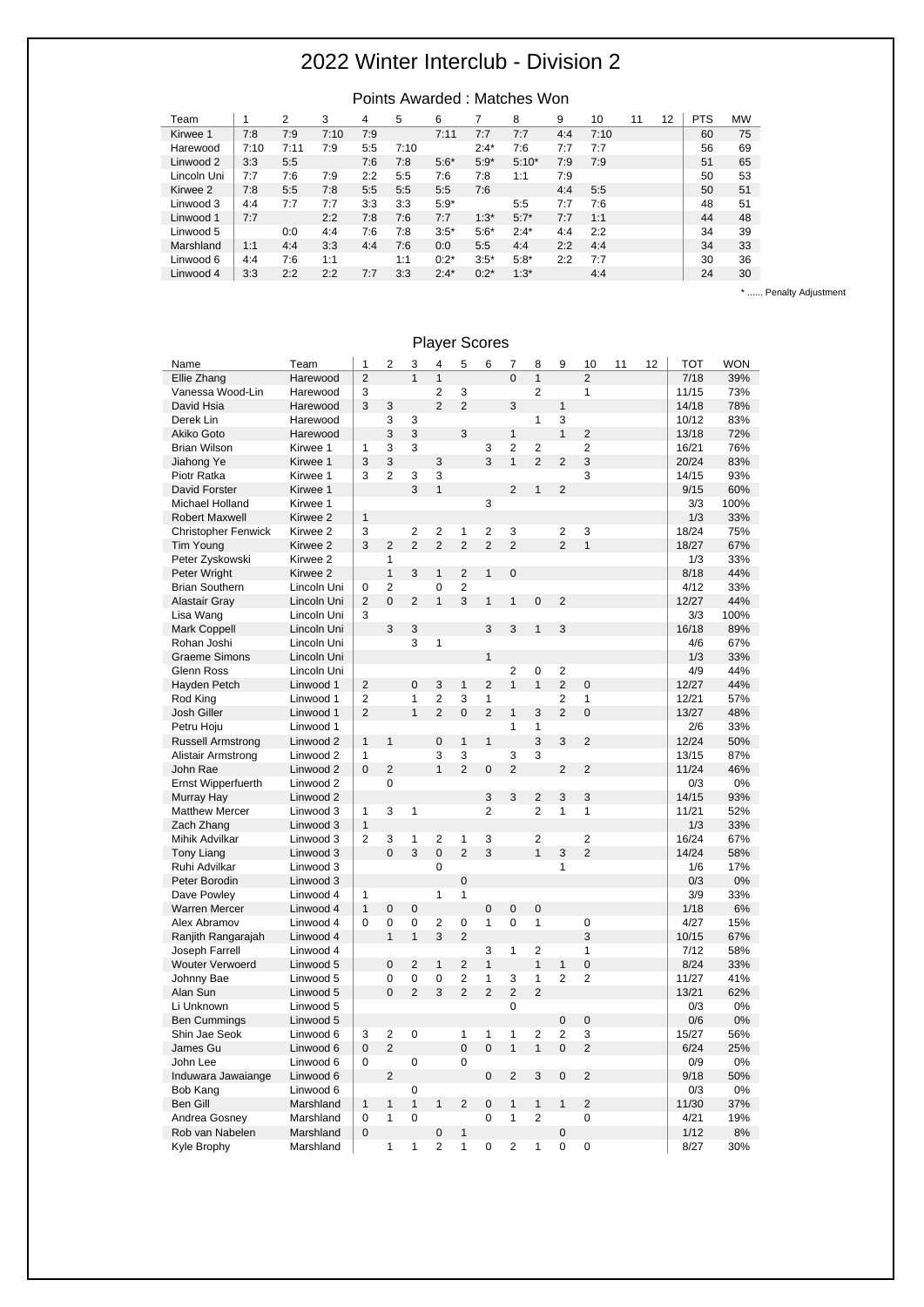# 2022 Winter Interclub - Division 2

## Points Awarded : Matches Won

| Team | 1 | 2 | 3 | 4 | 5 | 6 | 7 | 8 | 9 | 10 | 11 | 12 | PTS | MW |
|---|---|---|---|---|---|---|---|---|---|---|---|---|---|---|
| Kirwee 1 | 7:8 | 7:9 | 7:10 | 7:9 | | 7:11 | 7:7 | 7:7 | 4:4 | 7:10 | | | 60 | 75 |
| Harewood | 7:10 | 7:11 | 7:9 | 5:5 | 7:10 | | 2:4* | 7:6 | 7:7 | 7:7 | | | 56 | 69 |
| Linwood 2 | 3:3 | 5:5 | | 7:6 | 7:8 | 5:6* | 5:9* | 5:10* | 7:9 | 7:9 | | | 51 | 65 |
| Lincoln Uni | 7:7 | 7:6 | 7:9 | 2:2 | 5:5 | 7:6 | 7:8 | 1:1 | 7:9 | | | | 50 | 53 |
| Kirwee 2 | 7:8 | 5:5 | 7:8 | 5:5 | 5:5 | 5:5 | 7:6 | | 4:4 | 5:5 | | | 50 | 51 |
| Linwood 3 | 4:4 | 7:7 | 7:7 | 3:3 | 3:3 | 5:9* | | 5:5 | 7:7 | 7:6 | | | 48 | 51 |
| Linwood 1 | 7:7 | | 2:2 | 7:8 | 7:6 | 7:7 | 1:3* | 5:7* | 7:7 | 1:1 | | | 44 | 48 |
| Linwood 5 | | 0:0 | 4:4 | 7:6 | 7:8 | 3:5* | 5:6* | 2:4* | 4:4 | 2:2 | | | 34 | 39 |
| Marshland | 1:1 | 4:4 | 3:3 | 4:4 | 7:6 | 0:0 | 5:5 | 4:4 | 2:2 | 4:4 | | | 34 | 33 |
| Linwood 6 | 4:4 | 7:6 | 1:1 | | 1:1 | 0:2* | 3:5* | 5:8* | 2:2 | 7:7 | | | 30 | 36 |
| Linwood 4 | 3:3 | 2:2 | 2:2 | 7:7 | 3:3 | 2:4* | 0:2* | 1:3* | | 4:4 | | | 24 | 30 |

* ...... Penalty Adjustment

## Player Scores

| Name | Team | 1 | 2 | 3 | 4 | 5 | 6 | 7 | 8 | 9 | 10 | 11 | 12 | TOT | WON |
|---|---|---|---|---|---|---|---|---|---|---|---|---|---|---|---|
| Ellie Zhang | Harewood | 2 | | 1 | 1 | | | 0 | 1 | | 2 | | | 7/18 | 39% |
| Vanessa Wood-Lin | Harewood | 3 | | | 2 | 3 | | | 2 | | 1 | | | 11/15 | 73% |
| David Hsia | Harewood | 3 | 3 | | 2 | 2 | | 3 | | 1 | | | | 14/18 | 78% |
| Derek Lin | Harewood | | 3 | 3 | | | | | 1 | 3 | | | | 10/12 | 83% |
| Akiko Goto | Harewood | | 3 | 3 | | 3 | | 1 | | 1 | 2 | | | 13/18 | 72% |
| Brian Wilson | Kirwee 1 | 1 | 3 | 3 | | | 3 | 2 | 2 | | 2 | | | 16/21 | 76% |
| Jiahong Ye | Kirwee 1 | 3 | 3 | | 3 | | 3 | 1 | 2 | 2 | 3 | | | 20/24 | 83% |
| Piotr Ratka | Kirwee 1 | 3 | 2 | 3 | 3 | | | | | | 3 | | | 14/15 | 93% |
| David Forster | Kirwee 1 | | | 3 | 1 | | | 2 | 1 | 2 | | | | 9/15 | 60% |
| Michael Holland | Kirwee 1 | | | | | | 3 | | | | | | | 3/3 | 100% |
| Robert Maxwell | Kirwee 2 | 1 | | | | | | | | | | | | 1/3 | 33% |
| Christopher Fenwick | Kirwee 2 | 3 | | 2 | 2 | 1 | 2 | 3 | | 2 | 3 | | | 18/24 | 75% |
| Tim Young | Kirwee 2 | 3 | 2 | 2 | 2 | 2 | 2 | 2 | | 2 | 1 | | | 18/27 | 67% |
| Peter Zyskowski | Kirwee 2 | | 1 | | | | | | | | | | | 1/3 | 33% |
| Peter Wright | Kirwee 2 | | 1 | 3 | 1 | 2 | 1 | 0 | | | | | | 8/18 | 44% |
| Brian Southern | Lincoln Uni | 0 | 2 | | 0 | 2 | | | | | | | | 4/12 | 33% |
| Alastair Gray | Lincoln Uni | 2 | 0 | 2 | 1 | 3 | 1 | 1 | 0 | 2 | | | | 12/27 | 44% |
| Lisa Wang | Lincoln Uni | 3 | | | | | | | | | | | | 3/3 | 100% |
| Mark Coppell | Lincoln Uni | | 3 | 3 | | | 3 | 3 | 1 | 3 | | | | 16/18 | 89% |
| Rohan Joshi | Lincoln Uni | | | 3 | 1 | | | | | | | | | 4/6 | 67% |
| Graeme Simons | Lincoln Uni | | | | | | 1 | | | | | | | 1/3 | 33% |
| Glenn Ross | Lincoln Uni | | | | | | | 2 | 0 | 2 | | | | 4/9 | 44% |
| Hayden Petch | Linwood 1 | 2 | | 0 | 3 | 1 | 2 | 1 | 1 | 2 | 0 | | | 12/27 | 44% |
| Rod King | Linwood 1 | 2 | | 1 | 2 | 3 | 1 | | | 2 | 1 | | | 12/21 | 57% |
| Josh Giller | Linwood 1 | 2 | | 1 | 2 | 0 | 2 | 1 | 3 | 2 | 0 | | | 13/27 | 48% |
| Petru Hoju | Linwood 1 | | | | | | | 1 | 1 | | | | | 2/6 | 33% |
| Russell Armstrong | Linwood 2 | 1 | 1 | | 0 | 1 | 1 | | 3 | 3 | 2 | | | 12/24 | 50% |
| Alistair Armstrong | Linwood 2 | 1 | | | 3 | 3 | | 3 | 3 | | | | | 13/15 | 87% |
| John Rae | Linwood 2 | 0 | 2 | | 1 | 2 | 0 | 2 | | 2 | 2 | | | 11/24 | 46% |
| Ernst Wipperfuerth | Linwood 2 | | 0 | | | | | | | | | | | 0/3 | 0% |
| Murray Hay | Linwood 2 | | | | | | 3 | 3 | 2 | 3 | 3 | | | 14/15 | 93% |
| Matthew Mercer | Linwood 3 | 1 | 3 | 1 | | | 2 | | 2 | 1 | 1 | | | 11/21 | 52% |
| Zach Zhang | Linwood 3 | 1 | | | | | | | | | | | | 1/3 | 33% |
| Mihik Advilkar | Linwood 3 | 2 | 3 | 1 | 2 | 1 | 3 | | 2 | | 2 | | | 16/24 | 67% |
| Tony Liang | Linwood 3 | | 0 | 3 | 0 | 2 | 3 | | 1 | 3 | 2 | | | 14/24 | 58% |
| Ruhi Advilkar | Linwood 3 | | | | 0 | | | | | 1 | | | | 1/6 | 17% |
| Peter Borodin | Linwood 3 | | | | | 0 | | | | | | | | 0/3 | 0% |
| Dave Powley | Linwood 4 | 1 | | | 1 | 1 | | | | | | | | 3/9 | 33% |
| Warren Mercer | Linwood 4 | 1 | 0 | 0 | | | 0 | 0 | 0 | | | | | 1/18 | 6% |
| Alex Abramov | Linwood 4 | 0 | 0 | 0 | 2 | 0 | 1 | 0 | 1 | | 0 | | | 4/27 | 15% |
| Ranjith Rangarajah | Linwood 4 | | 1 | 1 | 3 | 2 | | | | | 3 | | | 10/15 | 67% |
| Joseph Farrell | Linwood 4 | | | | | | 3 | 1 | 2 | | 1 | | | 7/12 | 58% |
| Wouter Verwoerd | Linwood 5 | | 0 | 2 | 1 | 2 | 1 | | 1 | 1 | 0 | | | 8/24 | 33% |
| Johnny Bae | Linwood 5 | | 0 | 0 | 0 | 2 | 1 | 3 | 1 | 2 | 2 | | | 11/27 | 41% |
| Alan Sun | Linwood 5 | | 0 | 2 | 3 | 2 | 2 | 2 | 2 | | | | | 13/21 | 62% |
| Li Unknown | Linwood 5 | | | | | | | 0 | | | | | | 0/3 | 0% |
| Ben Cummings | Linwood 5 | | | | | | | | | 0 | 0 | | | 0/6 | 0% |
| Shin Jae Seok | Linwood 6 | 3 | 2 | 0 | | 1 | 1 | 1 | 2 | 2 | 3 | | | 15/27 | 56% |
| James Gu | Linwood 6 | 0 | 2 | | | 0 | 0 | 1 | 1 | 0 | 2 | | | 6/24 | 25% |
| John Lee | Linwood 6 | 0 | | 0 | | 0 | | | | | | | | 0/9 | 0% |
| Induwara Jawaiange | Linwood 6 | | 2 | | | | 0 | 2 | 3 | 0 | 2 | | | 9/18 | 50% |
| Bob Kang | Linwood 6 | | | 0 | | | | | | | | | | 0/3 | 0% |
| Ben Gill | Marshland | 1 | 1 | 1 | 1 | 2 | 0 | 1 | 1 | 1 | 2 | | | 11/30 | 37% |
| Andrea Gosney | Marshland | 0 | 1 | 0 | | | 0 | 1 | 2 | | 0 | | | 4/21 | 19% |
| Rob van Nabelen | Marshland | 0 | | | 0 | 1 | | | | 0 | | | | 1/12 | 8% |
| Kyle Brophy | Marshland | | 1 | 1 | 2 | 1 | 0 | 2 | 1 | 0 | 0 | | | 8/27 | 30% |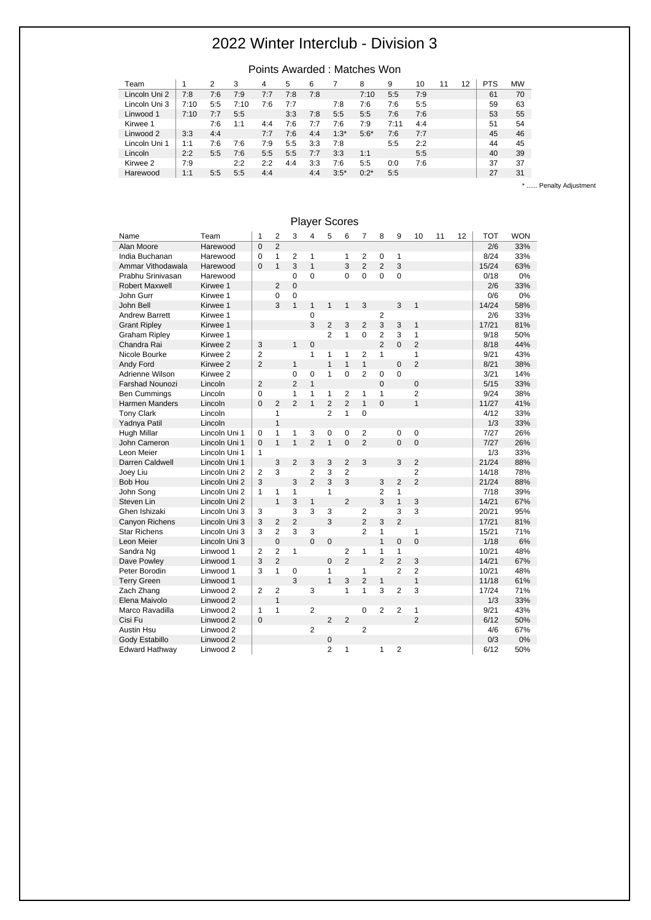# 2022 Winter Interclub - Division 3

## Points Awarded : Matches Won

| Team | 1 | 2 | 3 | 4 | 5 | 6 | 7 | 8 | 9 | 10 | 11 | 12 | PTS | MW |
|---|---|---|---|---|---|---|---|---|---|---|---|---|---|---|
| Lincoln Uni 2 | 7:8 | 7:6 | 7:9 | 7:7 | 7:8 | 7:8 | | 7:10 | 5:5 | 7:9 | | | 61 | 70 |
| Lincoln Uni 3 | 7:10 | 5:5 | 7:10 | 7:6 | 7:7 | | 7:8 | 7:6 | 7:6 | 5:5 | | | 59 | 63 |
| Linwood 1 | 7:10 | 7:7 | 5:5 | | 3:3 | 7:8 | 5:5 | 5:5 | 7:6 | 7:6 | | | 53 | 55 |
| Kirwee 1 | | 7:6 | 1:1 | 4:4 | 7:6 | 7:7 | 7:6 | 7:9 | 7:11 | 4:4 | | | 51 | 54 |
| Linwood 2 | 3:3 | 4:4 | | 7:7 | 7:6 | 4:4 | 1:3* | 5:6* | 7:6 | 7:7 | | | 45 | 46 |
| Lincoln Uni 1 | 1:1 | 7:6 | 7:6 | 7:9 | 5:5 | 3:3 | 7:8 | | 5:5 | 2:2 | | | 44 | 45 |
| Lincoln | 2:2 | 5:5 | 7:6 | 5:5 | 5:5 | 7:7 | 3:3 | 1:1 | | 5:5 | | | 40 | 39 |
| Kirwee 2 | 7:9 | | 2:2 | 2:2 | 4:4 | 3:3 | 7:6 | 5:5 | 0:0 | 7:6 | | | 37 | 37 |
| Harewood | 1:1 | 5:5 | 5:5 | 4:4 | | 4:4 | 3:5* | 0:2* | 5:5 | | | | 27 | 31 |

* ...... Penalty Adjustment

## Player Scores

| Name | Team | 1 | 2 | 3 | 4 | 5 | 6 | 7 | 8 | 9 | 10 | 11 | 12 | TOT | WON |
|---|---|---|---|---|---|---|---|---|---|---|---|---|---|---|---|
| Alan Moore | Harewood | 0 | 2 | | | | | | | | | | | 2/6 | 33% |
| India Buchanan | Harewood | 0 | 1 | 2 | 1 | | 1 | 2 | 0 | 1 | | | | 8/24 | 33% |
| Ammar Vithodawala | Harewood | 0 | 1 | 3 | 1 | | 3 | 2 | 2 | 3 | | | | 15/24 | 63% |
| Prabhu Srinivasan | Harewood | | | 0 | 0 | | 0 | 0 | 0 | 0 | | | | 0/18 | 0% |
| Robert Maxwell | Kirwee 1 | | 2 | 0 | | | | | | | | | | 2/6 | 33% |
| John Gurr | Kirwee 1 | | 0 | 0 | | | | | | | | | | 0/6 | 0% |
| John Bell | Kirwee 1 | | 3 | 1 | 1 | 1 | 1 | 3 | | 3 | 1 | | | 14/24 | 58% |
| Andrew Barrett | Kirwee 1 | | | | 0 | | | | 2 | | | | | 2/6 | 33% |
| Grant Ripley | Kirwee 1 | | | | 3 | 2 | 3 | 2 | 3 | 3 | 1 | | | 17/21 | 81% |
| Graham Ripley | Kirwee 1 | | | | | 2 | 1 | 0 | 2 | 3 | 1 | | | 9/18 | 50% |
| Chandra Rai | Kirwee 2 | 3 | | 1 | 0 | | | | 2 | 0 | 2 | | | 8/18 | 44% |
| Nicole Bourke | Kirwee 2 | 2 | | | 1 | 1 | 1 | 2 | 1 | | 1 | | | 9/21 | 43% |
| Andy Ford | Kirwee 2 | 2 | | 1 | | 1 | 1 | 1 | | 0 | 2 | | | 8/21 | 38% |
| Adrienne Wilson | Kirwee 2 | | | 0 | 0 | 1 | 0 | 2 | 0 | 0 | | | | 3/21 | 14% |
| Farshad Nounozi | Lincoln | 2 | | 2 | 1 | | | | 0 | | 0 | | | 5/15 | 33% |
| Ben Cummings | Lincoln | 0 | | 1 | 1 | 1 | 2 | 1 | 1 | | 2 | | | 9/24 | 38% |
| Harmen Manders | Lincoln | 0 | 2 | 2 | 1 | 2 | 2 | 1 | 0 | | 1 | | | 11/27 | 41% |
| Tony Clark | Lincoln | | 1 | | | 2 | 1 | 0 | | | | | | 4/12 | 33% |
| Yadnya Patil | Lincoln | | 1 | | | | | | | | | | | 1/3 | 33% |
| Hugh Millar | Lincoln Uni 1 | 0 | 1 | 1 | 3 | 0 | 0 | 2 | | 0 | 0 | | | 7/27 | 26% |
| John Cameron | Lincoln Uni 1 | 0 | 1 | 1 | 2 | 1 | 0 | 2 | | 0 | 0 | | | 7/27 | 26% |
| Leon Meier | Lincoln Uni 1 | 1 | | | | | | | | | | | | 1/3 | 33% |
| Darren Caldwell | Lincoln Uni 1 | | 3 | 2 | 3 | 3 | 2 | 3 | | 3 | 2 | | | 21/24 | 88% |
| Joey Liu | Lincoln Uni 2 | 2 | 3 | | 2 | 3 | 2 | | | | 2 | | | 14/18 | 78% |
| Bob Hou | Lincoln Uni 2 | 3 | | 3 | 2 | 3 | 3 | | 3 | 2 | 2 | | | 21/24 | 88% |
| John Song | Lincoln Uni 2 | 1 | 1 | 1 | | 1 | | | 2 | 1 | | | | 7/18 | 39% |
| Steven Lin | Lincoln Uni 2 | | 1 | 3 | 1 | | 2 | | 3 | 1 | 3 | | | 14/21 | 67% |
| Ghen Ishizaki | Lincoln Uni 3 | 3 | | 3 | 3 | 3 | | 2 | | 3 | 3 | | | 20/21 | 95% |
| Canyon Richens | Lincoln Uni 3 | 3 | 2 | 2 | | 3 | | 2 | 3 | 2 | | | | 17/21 | 81% |
| Star Richens | Lincoln Uni 3 | 3 | 2 | 3 | 3 | | | 2 | 1 | | 1 | | | 15/21 | 71% |
| Leon Meier | Lincoln Uni 3 | | 0 | | 0 | 0 | | | 1 | 0 | 0 | | | 1/18 | 6% |
| Sandra Ng | Linwood 1 | 2 | 2 | 1 | | | 2 | 1 | 1 | 1 | | | | 10/21 | 48% |
| Dave Powley | Linwood 1 | 3 | 2 | | | 0 | 2 | | 2 | 2 | 3 | | | 14/21 | 67% |
| Peter Borodin | Linwood 1 | 3 | 1 | 0 | | 1 | | 1 | | 2 | 2 | | | 10/21 | 48% |
| Terry Green | Linwood 1 | | | 3 | | 1 | 3 | 2 | 1 | | 1 | | | 11/18 | 61% |
| Zach Zhang | Linwood 2 | 2 | 2 | | 3 | | 1 | 1 | 3 | 2 | 3 | | | 17/24 | 71% |
| Elena Maivolo | Linwood 2 | | 1 | | | | | | | | | | | 1/3 | 33% |
| Marco Ravadilla | Linwood 2 | 1 | 1 | | 2 | | | 0 | 2 | 2 | 1 | | | 9/21 | 43% |
| Cisi Fu | Linwood 2 | 0 | | | | 2 | 2 | | | | 2 | | | 6/12 | 50% |
| Austin Hsu | Linwood 2 | | | | 2 | | | 2 | | | | | | 4/6 | 67% |
| Gody Estabillo | Linwood 2 | | | | | 0 | | | | | | | | 0/3 | 0% |
| Edward Hathway | Linwood 2 | | | | | 2 | 1 | | 1 | 2 | | | | 6/12 | 50% |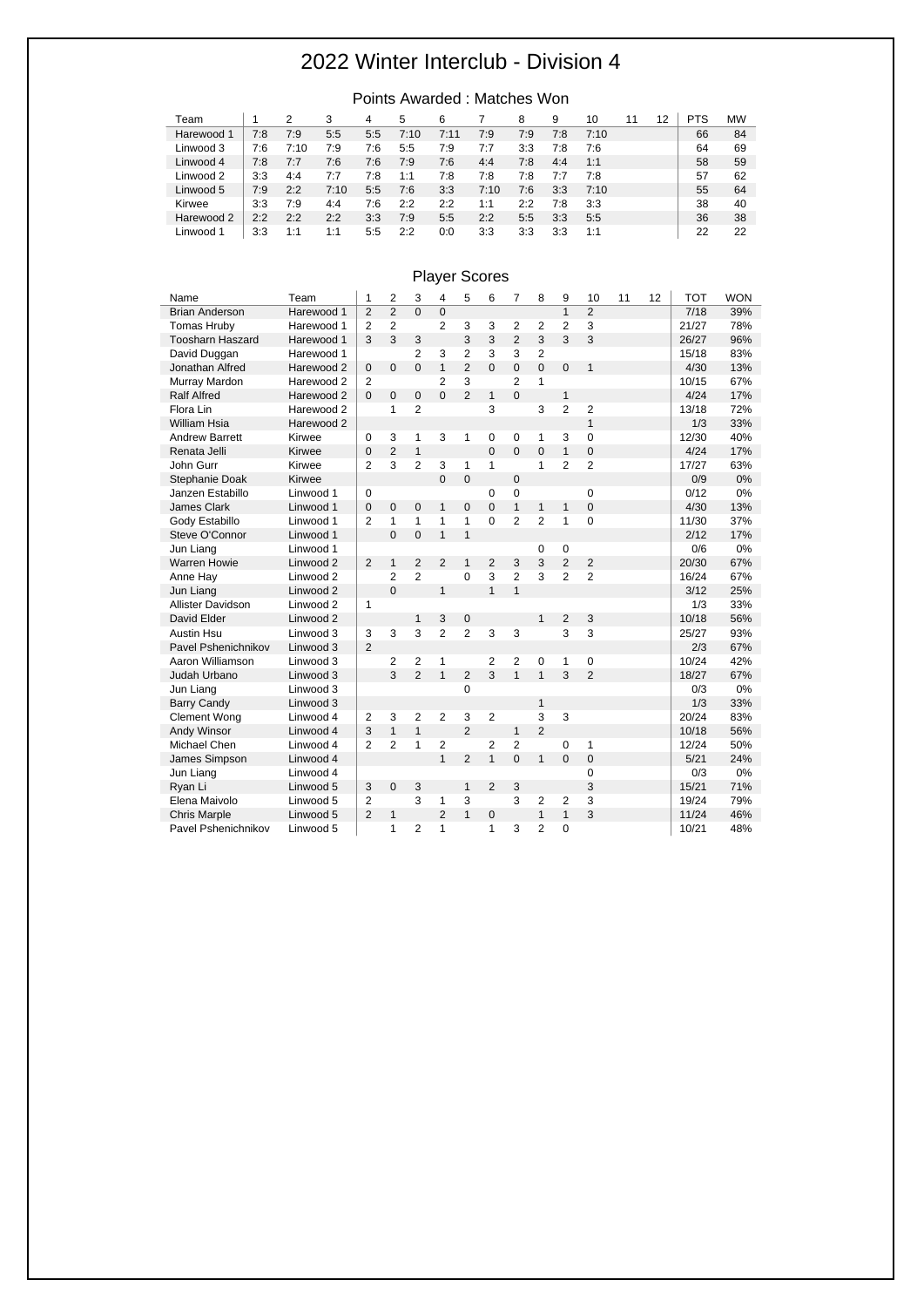# 2022 Winter Interclub - Division 4

## Points Awarded : Matches Won

| Team | 1 | 2 | 3 | 4 | 5 | 6 | 7 | 8 | 9 | 10 | 11 | 12 | PTS | MW |
|---|---|---|---|---|---|---|---|---|---|---|---|---|---|---|
| Harewood 1 | 7:8 | 7:9 | 5:5 | 5:5 | 7:10 | 7:11 | 7:9 | 7:9 | 7:8 | 7:10 | | | 66 | 84 |
| Linwood 3 | 7:6 | 7:10 | 7:9 | 7:6 | 5:5 | 7:9 | 7:7 | 3:3 | 7:8 | 7:6 | | | 64 | 69 |
| Linwood 4 | 7:8 | 7:7 | 7:6 | 7:6 | 7:9 | 7:6 | 4:4 | 7:8 | 4:4 | 1:1 | | | 58 | 59 |
| Linwood 2 | 3:3 | 4:4 | 7:7 | 7:8 | 1:1 | 7:8 | 7:8 | 7:8 | 7:7 | 7:8 | | | 57 | 62 |
| Linwood 5 | 7:9 | 2:2 | 7:10 | 5:5 | 7:6 | 3:3 | 7:10 | 7:6 | 3:3 | 7:10 | | | 55 | 64 |
| Kirwee | 3:3 | 7:9 | 4:4 | 7:6 | 2:2 | 2:2 | 1:1 | 2:2 | 7:8 | 3:3 | | | 38 | 40 |
| Harewood 2 | 2:2 | 2:2 | 2:2 | 3:3 | 7:9 | 5:5 | 2:2 | 5:5 | 3:3 | 5:5 | | | 36 | 38 |
| Linwood 1 | 3:3 | 1:1 | 1:1 | 5:5 | 2:2 | 0:0 | 3:3 | 3:3 | 3:3 | 1:1 | | | 22 | 22 |

## Player Scores

| Name | Team | 1 | 2 | 3 | 4 | 5 | 6 | 7 | 8 | 9 | 10 | 11 | 12 | TOT | WON |
|---|---|---|---|---|---|---|---|---|---|---|---|---|---|---|---|
| Brian Anderson | Harewood 1 | 2 | 2 | 0 | 0 | | | | | 1 | 2 | | | 7/18 | 39% |
| Tomas Hruby | Harewood 1 | 2 | 2 | | 2 | 3 | 3 | 2 | 2 | 2 | 3 | | | 21/27 | 78% |
| Toosharn Haszard | Harewood 1 | 3 | 3 | 3 | | 3 | 3 | 2 | 3 | 3 | 3 | | | 26/27 | 96% |
| David Duggan | Harewood 1 | | | 2 | 3 | 2 | 3 | 3 | 2 | | | | | 15/18 | 83% |
| Jonathan Alfred | Harewood 2 | 0 | 0 | 0 | 1 | 2 | 0 | 0 | 0 | 0 | 1 | | | 4/30 | 13% |
| Murray Mardon | Harewood 2 | 2 | | | 2 | 3 | | 2 | 1 | | | | | 10/15 | 67% |
| Ralf Alfred | Harewood 2 | 0 | 0 | 0 | 0 | 2 | 1 | 0 | | 1 | | | | 4/24 | 17% |
| Flora Lin | Harewood 2 | | 1 | 2 | | | 3 | | 3 | 2 | 2 | | | 13/18 | 72% |
| William Hsia | Harewood 2 | | | | | | | | | | 1 | | | 1/3 | 33% |
| Andrew Barrett | Kirwee | 0 | 3 | 1 | 3 | 1 | 0 | 0 | 1 | 3 | 0 | | | 12/30 | 40% |
| Renata Jelli | Kirwee | 0 | 2 | 1 | | | 0 | 0 | 0 | 1 | 0 | | | 4/24 | 17% |
| John Gurr | Kirwee | 2 | 3 | 2 | 3 | 1 | 1 | | 1 | 2 | 2 | | | 17/27 | 63% |
| Stephanie Doak | Kirwee | | | | 0 | 0 | | 0 | | | | | | 0/9 | 0% |
| Janzen Estabillo | Linwood 1 | 0 | | | | | 0 | 0 | | | 0 | | | 0/12 | 0% |
| James Clark | Linwood 1 | 0 | 0 | 0 | 1 | 0 | 0 | 1 | 1 | 1 | 0 | | | 4/30 | 13% |
| Gody Estabillo | Linwood 1 | 2 | 1 | 1 | 1 | 1 | 0 | 2 | 2 | 1 | 0 | | | 11/30 | 37% |
| Steve O'Connor | Linwood 1 | | 0 | 0 | 1 | 1 | | | | | | | | 2/12 | 17% |
| Jun Liang | Linwood 1 | | | | | | | | 0 | 0 | | | | 0/6 | 0% |
| Warren Howie | Linwood 2 | 2 | 1 | 2 | 2 | 1 | 2 | 3 | 3 | 2 | 2 | | | 20/30 | 67% |
| Anne Hay | Linwood 2 | | 2 | 2 | | 0 | 3 | 2 | 3 | 2 | 2 | | | 16/24 | 67% |
| Jun Liang | Linwood 2 | | 0 | | 1 | | 1 | 1 | | | | | | 3/12 | 25% |
| Allister Davidson | Linwood 2 | 1 | | | | | | | | | | | | 1/3 | 33% |
| David Elder | Linwood 2 | | | 1 | 3 | 0 | | | 1 | 2 | 3 | | | 10/18 | 56% |
| Austin Hsu | Linwood 3 | 3 | 3 | 3 | 2 | 2 | 3 | 3 | | 3 | 3 | | | 25/27 | 93% |
| Pavel Pshenichnikov | Linwood 3 | 2 | | | | | | | | | | | | 2/3 | 67% |
| Aaron Williamson | Linwood 3 | | 2 | 2 | 1 | | 2 | 2 | 0 | 1 | 0 | | | 10/24 | 42% |
| Judah Urbano | Linwood 3 | | 3 | 2 | 1 | 2 | 3 | 1 | 1 | 3 | 2 | | | 18/27 | 67% |
| Jun Liang | Linwood 3 | | | | | 0 | | | | | | | | 0/3 | 0% |
| Barry Candy | Linwood 3 | | | | | | | | 1 | | | | | 1/3 | 33% |
| Clement Wong | Linwood 4 | 2 | 3 | 2 | 2 | 3 | 2 | | 3 | 3 | | | | 20/24 | 83% |
| Andy Winsor | Linwood 4 | 3 | 1 | 1 | | 2 | | 1 | 2 | | | | | 10/18 | 56% |
| Michael Chen | Linwood 4 | 2 | 2 | 1 | 2 | | 2 | 2 | | 0 | 1 | | | 12/24 | 50% |
| James Simpson | Linwood 4 | | | | 1 | 2 | 1 | 0 | 1 | 0 | 0 | | | 5/21 | 24% |
| Jun Liang | Linwood 4 | | | | | | | | | | 0 | | | 0/3 | 0% |
| Ryan Li | Linwood 5 | 3 | 0 | 3 | | 1 | 2 | 3 | | | 3 | | | 15/21 | 71% |
| Elena Maivolo | Linwood 5 | 2 | | 3 | 1 | 3 | | 3 | 2 | 2 | 3 | | | 19/24 | 79% |
| Chris Marple | Linwood 5 | 2 | 1 | | 2 | 1 | 0 | | 1 | 1 | 3 | | | 11/24 | 46% |
| Pavel Pshenichnikov | Linwood 5 | | 1 | 2 | 1 | | 1 | 3 | 2 | 0 | | | | 10/21 | 48% |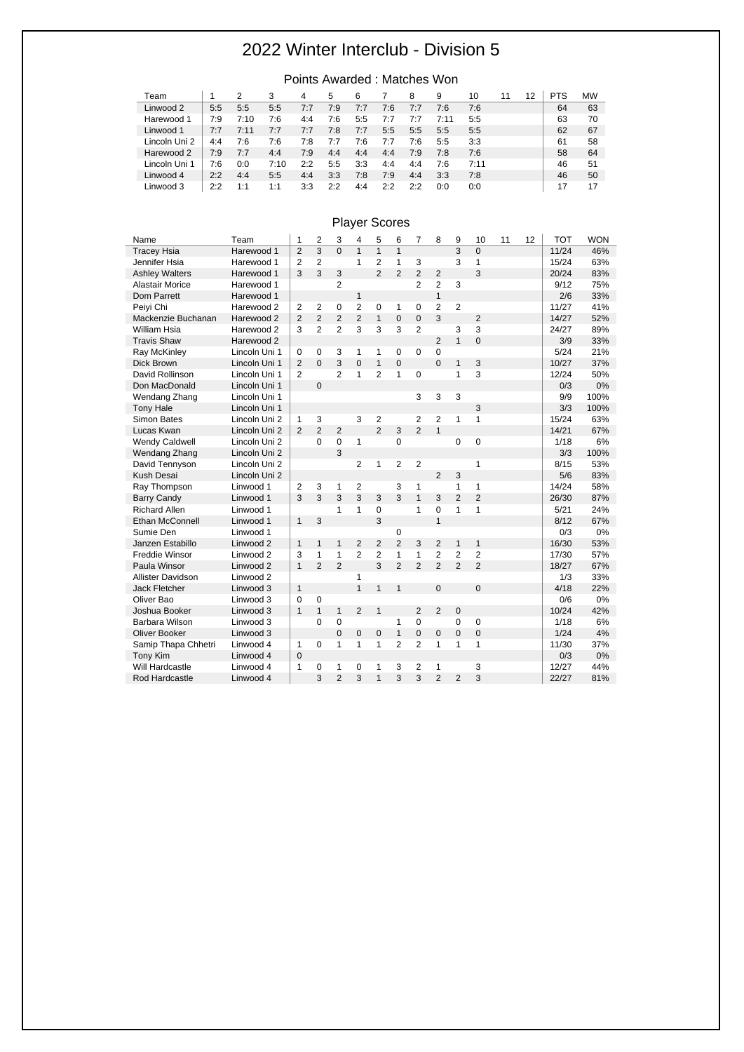# 2022 Winter Interclub - Division 5

## Points Awarded : Matches Won

| Team | 1 | 2 | 3 | 4 | 5 | 6 | 7 | 8 | 9 | 10 | 11 | 12 | PTS | MW |
|---|---|---|---|---|---|---|---|---|---|---|---|---|---|---|
| Linwood 2 | 5:5 | 5:5 | 5:5 | 7:7 | 7:9 | 7:7 | 7:6 | 7:7 | 7:6 | 7:6 | | | 64 | 63 |
| Harewood 1 | 7:9 | 7:10 | 7:6 | 4:4 | 7:6 | 5:5 | 7:7 | 7:7 | 7:11 | 5:5 | | | 63 | 70 |
| Linwood 1 | 7:7 | 7:11 | 7:7 | 7:7 | 7:8 | 7:7 | 5:5 | 5:5 | 5:5 | 5:5 | | | 62 | 67 |
| Lincoln Uni 2 | 4:4 | 7:6 | 7:6 | 7:8 | 7:7 | 7:6 | 7:7 | 7:6 | 5:5 | 3:3 | | | 61 | 58 |
| Harewood 2 | 7:9 | 7:7 | 4:4 | 7:9 | 4:4 | 4:4 | 4:4 | 7:9 | 7:8 | 7:6 | | | 58 | 64 |
| Lincoln Uni 1 | 7:6 | 0:0 | 7:10 | 2:2 | 5:5 | 3:3 | 4:4 | 4:4 | 7:6 | 7:11 | | | 46 | 51 |
| Linwood 4 | 2:2 | 4:4 | 5:5 | 4:4 | 3:3 | 7:8 | 7:9 | 4:4 | 3:3 | 7:8 | | | 46 | 50 |
| Linwood 3 | 2:2 | 1:1 | 1:1 | 3:3 | 2:2 | 4:4 | 2:2 | 2:2 | 0:0 | 0:0 | | | 17 | 17 |

## Player Scores

| Name | Team | 1 | 2 | 3 | 4 | 5 | 6 | 7 | 8 | 9 | 10 | 11 | 12 | TOT | WON |
|---|---|---|---|---|---|---|---|---|---|---|---|---|---|---|---|
| Tracey Hsia | Harewood 1 | 2 | 3 | 0 | 1 | 1 | 1 | | | 3 | 0 | | | 11/24 | 46% |
| Jennifer Hsia | Harewood 1 | 2 | 2 | | 1 | 2 | 1 | 3 | | 3 | 1 | | | 15/24 | 63% |
| Ashley Walters | Harewood 1 | 3 | 3 | 3 | | 2 | 2 | 2 | 2 | | 3 | | | 20/24 | 83% |
| Alastair Morice | Harewood 1 | | | 2 | | | | 2 | 2 | 3 | | | | 9/12 | 75% |
| Dom Parrett | Harewood 1 | | | | 1 | | | | 1 | | | | | 2/6 | 33% |
| Peiyi Chi | Harewood 2 | 2 | 2 | 0 | 2 | 0 | 1 | 0 | 2 | 2 | | | | 11/27 | 41% |
| Mackenzie Buchanan | Harewood 2 | 2 | 2 | 2 | 2 | 1 | 0 | 0 | 3 | | 2 | | | 14/27 | 52% |
| William Hsia | Harewood 2 | 3 | 2 | 2 | 3 | 3 | 3 | 2 | | 3 | 3 | | | 24/27 | 89% |
| Travis Shaw | Harewood 2 | | | | | | | | 2 | 1 | 0 | | | 3/9 | 33% |
| Ray McKinley | Lincoln Uni 1 | 0 | 0 | 3 | 1 | 1 | 0 | 0 | 0 | | | | | 5/24 | 21% |
| Dick Brown | Lincoln Uni 1 | 2 | 0 | 3 | 0 | 1 | 0 | | 0 | 1 | 3 | | | 10/27 | 37% |
| David Rollinson | Lincoln Uni 1 | 2 | | 2 | 1 | 2 | 1 | 0 | | 1 | 3 | | | 12/24 | 50% |
| Don MacDonald | Lincoln Uni 1 | | 0 | | | | | | | | | | | 0/3 | 0% |
| Wendang Zhang | Lincoln Uni 1 | | | | | | | 3 | 3 | 3 | | | | 9/9 | 100% |
| Tony Hale | Lincoln Uni 1 | | | | | | | | | | 3 | | | 3/3 | 100% |
| Simon Bates | Lincoln Uni 2 | 1 | 3 | | 3 | 2 | | 2 | 2 | 1 | 1 | | | 15/24 | 63% |
| Lucas Kwan | Lincoln Uni 2 | 2 | 2 | 2 | | 2 | 3 | 2 | 1 | | | | | 14/21 | 67% |
| Wendy Caldwell | Lincoln Uni 2 | | 0 | 0 | 1 | | 0 | | | 0 | 0 | | | 1/18 | 6% |
| Wendang Zhang | Lincoln Uni 2 | | | 3 | | | | | | | | | | 3/3 | 100% |
| David Tennyson | Lincoln Uni 2 | | | | 2 | 1 | 2 | 2 | | | 1 | | | 8/15 | 53% |
| Kush Desai | Lincoln Uni 2 | | | | | | | | 2 | 3 | | | | 5/6 | 83% |
| Ray Thompson | Linwood 1 | 2 | 3 | 1 | 2 | | 3 | 1 | | 1 | 1 | | | 14/24 | 58% |
| Barry Candy | Linwood 1 | 3 | 3 | 3 | 3 | 3 | 3 | 1 | 3 | 2 | 2 | | | 26/30 | 87% |
| Richard Allen | Linwood 1 | | | 1 | 1 | 0 | | 1 | 0 | 1 | 1 | | | 5/21 | 24% |
| Ethan McConnell | Linwood 1 | 1 | 3 | | | 3 | | | 1 | | | | | 8/12 | 67% |
| Sumie Den | Linwood 1 | | | | | | 0 | | | | | | | 0/3 | 0% |
| Janzen Estabillo | Linwood 2 | 1 | 1 | 1 | 2 | 2 | 2 | 3 | 2 | 1 | 1 | | | 16/30 | 53% |
| Freddie Winsor | Linwood 2 | 3 | 1 | 1 | 2 | 2 | 1 | 1 | 2 | 2 | 2 | | | 17/30 | 57% |
| Paula Winsor | Linwood 2 | 1 | 2 | 2 | | 3 | 2 | 2 | 2 | 2 | 2 | | | 18/27 | 67% |
| Allister Davidson | Linwood 2 | | | | 1 | | | | | | | | | 1/3 | 33% |
| Jack Fletcher | Linwood 3 | 1 | | | 1 | 1 | 1 | | 0 | | 0 | | | 4/18 | 22% |
| Oliver Bao | Linwood 3 | 0 | 0 | | | | | | | | | | | 0/6 | 0% |
| Joshua Booker | Linwood 3 | 1 | 1 | 1 | 2 | 1 | | 2 | 2 | 0 | | | | 10/24 | 42% |
| Barbara Wilson | Linwood 3 | | 0 | 0 | | | 1 | 0 | | 0 | 0 | | | 1/18 | 6% |
| Oliver Booker | Linwood 3 | | | 0 | 0 | 0 | 1 | 0 | 0 | 0 | 0 | | | 1/24 | 4% |
| Samip Thapa Chhetri | Linwood 4 | 1 | 0 | 1 | 1 | 1 | 2 | 2 | 1 | 1 | 1 | | | 11/30 | 37% |
| Tony Kim | Linwood 4 | 0 | | | | | | | | | | | | 0/3 | 0% |
| Will Hardcastle | Linwood 4 | 1 | 0 | 1 | 0 | 1 | 3 | 2 | 1 | | 3 | | | 12/27 | 44% |
| Rod Hardcastle | Linwood 4 | | 3 | 2 | 3 | 1 | 3 | 3 | 2 | 2 | 3 | | | 22/27 | 81% |